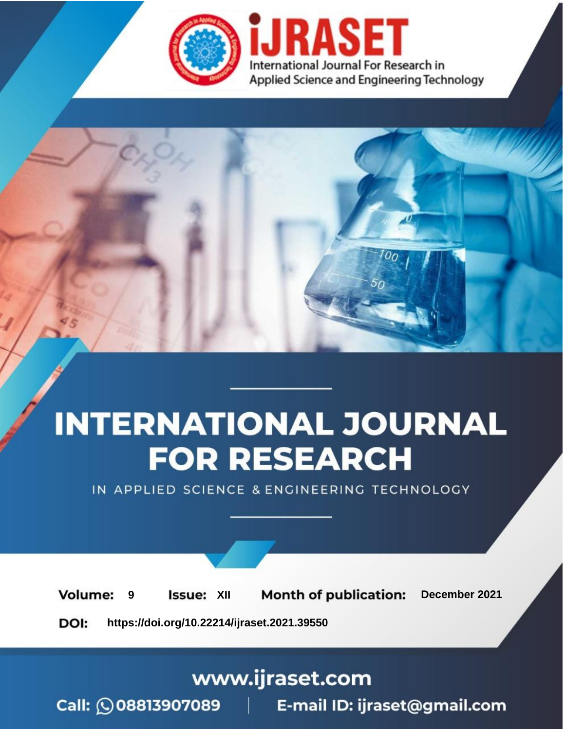# INTERNATIONAL JOURNAL FOR RESEARCH

IN APPLIED SCIENCE & ENGINEERING TECHNOLOGY

**Volume:** 9 **Issue:** XII **Month of publication:** December 2021

**DOI:** https://doi.org/10.22214/ijraset.2021.39550

www.ijraset.com

Call: 08813907089 | E-mail ID: ijraset@gmail.com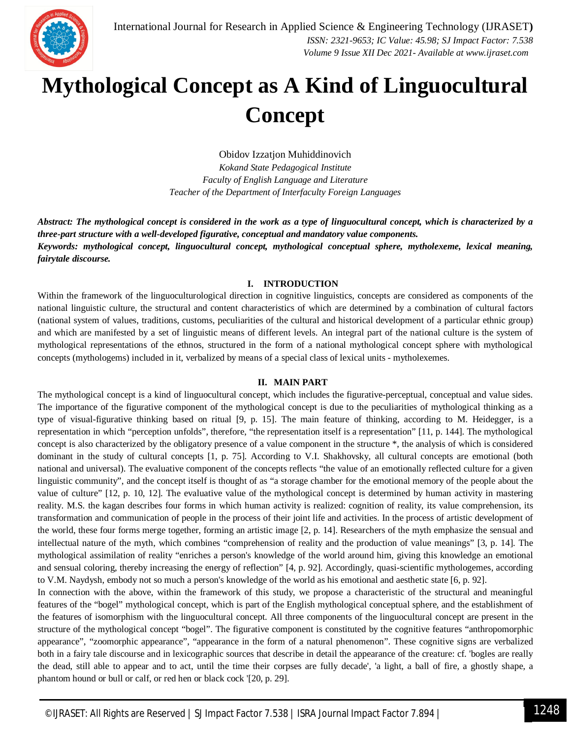# Mythological Concept as A Kind of Linguocultural Concept

Obidov Izzatjon Muhiddinovich

*Kokand State Pedagogical Institute*
*Faculty of English Language and Literature*
*Teacher of the Department of Interfaculty Foreign Languages*

***Abstract: The mythological concept is considered in the work as a type of linguocultural concept, which is characterized by a three-part structure with a well-developed figurative, conceptual and mandatory value components.***

***Keywords: mythological concept, linguocultural concept, mythological conceptual sphere, mytholexeme, lexical meaning, fairytale discourse.***

## I. INTRODUCTION

Within the framework of the linguoculturological direction in cognitive linguistics, concepts are considered as components of the national linguistic culture, the structural and content characteristics of which are determined by a combination of cultural factors (national system of values, traditions, customs, peculiarities of the cultural and historical development of a particular ethnic group) and which are manifested by a set of linguistic means of different levels. An integral part of the national culture is the system of mythological representations of the ethnos, structured in the form of a national mythological concept sphere with mythological concepts (mythologems) included in it, verbalized by means of a special class of lexical units - mytholexemes.

## II. MAIN PART

The mythological concept is a kind of linguocultural concept, which includes the figurative-perceptual, conceptual and value sides. The importance of the figurative component of the mythological concept is due to the peculiarities of mythological thinking as a type of visual-figurative thinking based on ritual [9, p. 15]. The main feature of thinking, according to M. Heidegger, is a representation in which "perception unfolds", therefore, "the representation itself is a representation" [11, p. 144]. The mythological concept is also characterized by the obligatory presence of a value component in the structure *, the analysis of which is considered dominant in the study of cultural concepts [1, p. 75]. According to V.I. Shakhovsky, all cultural concepts are emotional (both national and universal). The evaluative component of the concepts reflects "the value of an emotionally reflected culture for a given linguistic community", and the concept itself is thought of as "a storage chamber for the emotional memory of the people about the value of culture" [12, p. 10, 12]. The evaluative value of the mythological concept is determined by human activity in mastering reality. M.S. the kagan describes four forms in which human activity is realized: cognition of reality, its value comprehension, its transformation and communication of people in the process of their joint life and activities. In the process of artistic development of the world, these four forms merge together, forming an artistic image [2, p. 14]. Researchers of the myth emphasize the sensual and intellectual nature of the myth, which combines "comprehension of reality and the production of value meanings" [3, p. 14]. The mythological assimilation of reality "enriches a person's knowledge of the world around him, giving this knowledge an emotional and sensual coloring, thereby increasing the energy of reflection" [4, p. 92]. Accordingly, quasi-scientific mythologemes, according to V.M. Naydysh, embody not so much a person's knowledge of the world as his emotional and aesthetic state [6, p. 92].

In connection with the above, within the framework of this study, we propose a characteristic of the structural and meaningful features of the "bogel" mythological concept, which is part of the English mythological conceptual sphere, and the establishment of the features of isomorphism with the linguocultural concept. All three components of the linguocultural concept are present in the structure of the mythological concept "bogel". The figurative component is constituted by the cognitive features "anthropomorphic appearance", "zoomorphic appearance", "appearance in the form of a natural phenomenon". These cognitive signs are verbalized both in a fairy tale discourse and in lexicographic sources that describe in detail the appearance of the creature: cf. 'bogles are really the dead, still able to appear and to act, until the time their corpses are fully decade', 'a light, a ball of fire, a ghostly shape, a phantom hound or bull or calf, or red hen or black cock '[20, p. 29].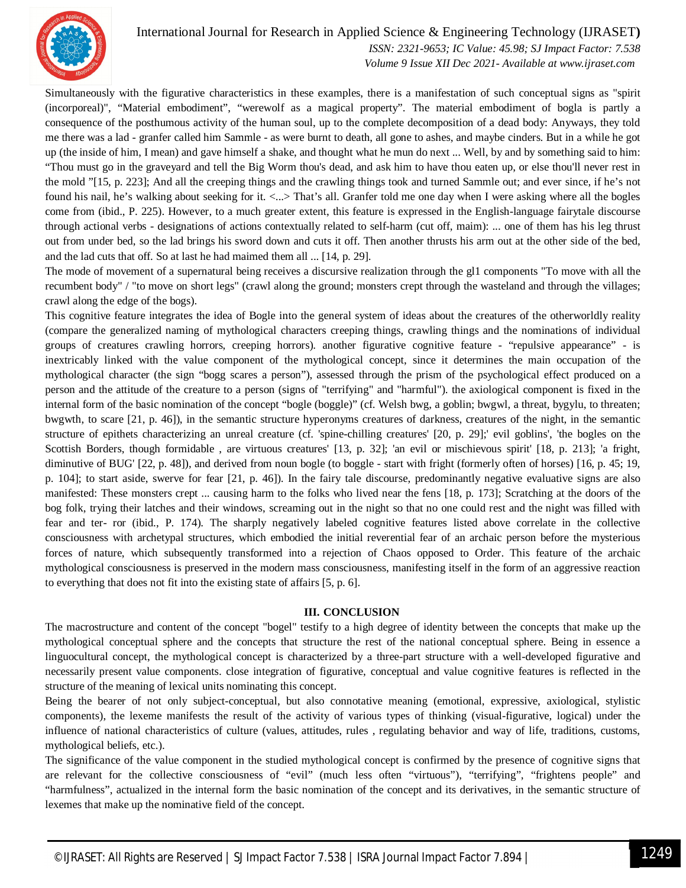Simultaneously with the figurative characteristics in these examples, there is a manifestation of such conceptual signs as "spirit (incorporeal)", "Material embodiment", "werewolf as a magical property". The material embodiment of bogla is partly a consequence of the posthumous activity of the human soul, up to the complete decomposition of a dead body: Anyways, they told me there was a lad - granfer called him Sammle - as were burnt to death, all gone to ashes, and maybe cinders. But in a while he got up (the inside of him, I mean) and gave himself a shake, and thought what he mun do next ... Well, by and by something said to him: "Thou must go in the graveyard and tell the Big Worm thou's dead, and ask him to have thou eaten up, or else thou'll never rest in the mold "[15, p. 223]; And all the creeping things and the crawling things took and turned Sammle out; and ever since, if he's not found his nail, he's walking about seeking for it. <...> That's all. Granfer told me one day when I were asking where all the bogles come from (ibid., P. 225). However, to a much greater extent, this feature is expressed in the English-language fairytale discourse through actional verbs - designations of actions contextually related to self-harm (cut off, maim): ... one of them has his leg thrust out from under bed, so the lad brings his sword down and cuts it off. Then another thrusts his arm out at the other side of the bed, and the lad cuts that off. So at last he had maimed them all ... [14, p. 29].

The mode of movement of a supernatural being receives a discursive realization through the gl1 components "To move with all the recumbent body" / "to move on short legs" (crawl along the ground; monsters crept through the wasteland and through the villages; crawl along the edge of the bogs).

This cognitive feature integrates the idea of Bogle into the general system of ideas about the creatures of the otherworldly reality (compare the generalized naming of mythological characters creeping things, crawling things and the nominations of individual groups of creatures crawling horrors, creeping horrors). another figurative cognitive feature - "repulsive appearance" - is inextricably linked with the value component of the mythological concept, since it determines the main occupation of the mythological character (the sign "bogg scares a person"), assessed through the prism of the psychological effect produced on a person and the attitude of the creature to a person (signs of "terrifying" and "harmful"). the axiological component is fixed in the internal form of the basic nomination of the concept "bogle (boggle)" (cf. Welsh bwg, a goblin; bwgwl, a threat, bygylu, to threaten; bwgwth, to scare [21, p. 46]), in the semantic structure hyperonyms creatures of darkness, creatures of the night, in the semantic structure of epithets characterizing an unreal creature (cf. 'spine-chilling creatures' [20, p. 29];' evil goblins', 'the bogles on the Scottish Borders, though formidable , are virtuous creatures' [13, p. 32]; 'an evil or mischievous spirit' [18, p. 213]; 'a fright, diminutive of BUG' [22, p. 48]), and derived from noun bogle (to boggle - start with fright (formerly often of horses) [16, p. 45; 19, p. 104]; to start aside, swerve for fear [21, p. 46]). In the fairy tale discourse, predominantly negative evaluative signs are also manifested: These monsters crept ... causing harm to the folks who lived near the fens [18, p. 173]; Scratching at the doors of the bog folk, trying their latches and their windows, screaming out in the night so that no one could rest and the night was filled with fear and ter- ror (ibid., P. 174). The sharply negatively labeled cognitive features listed above correlate in the collective consciousness with archetypal structures, which embodied the initial reverential fear of an archaic person before the mysterious forces of nature, which subsequently transformed into a rejection of Chaos opposed to Order. This feature of the archaic mythological consciousness is preserved in the modern mass consciousness, manifesting itself in the form of an aggressive reaction to everything that does not fit into the existing state of affairs [5, p. 6].

## III. CONCLUSION

The macrostructure and content of the concept "bogel" testify to a high degree of identity between the concepts that make up the mythological conceptual sphere and the concepts that structure the rest of the national conceptual sphere. Being in essence a linguocultural concept, the mythological concept is characterized by a three-part structure with a well-developed figurative and necessarily present value components. close integration of figurative, conceptual and value cognitive features is reflected in the structure of the meaning of lexical units nominating this concept.

Being the bearer of not only subject-conceptual, but also connotative meaning (emotional, expressive, axiological, stylistic components), the lexeme manifests the result of the activity of various types of thinking (visual-figurative, logical) under the influence of national characteristics of culture (values, attitudes, rules , regulating behavior and way of life, traditions, customs, mythological beliefs, etc.).

The significance of the value component in the studied mythological concept is confirmed by the presence of cognitive signs that are relevant for the collective consciousness of "evil" (much less often "virtuous"), "terrifying", "frightens people" and "harmfulness", actualized in the internal form the basic nomination of the concept and its derivatives, in the semantic structure of lexemes that make up the nominative field of the concept.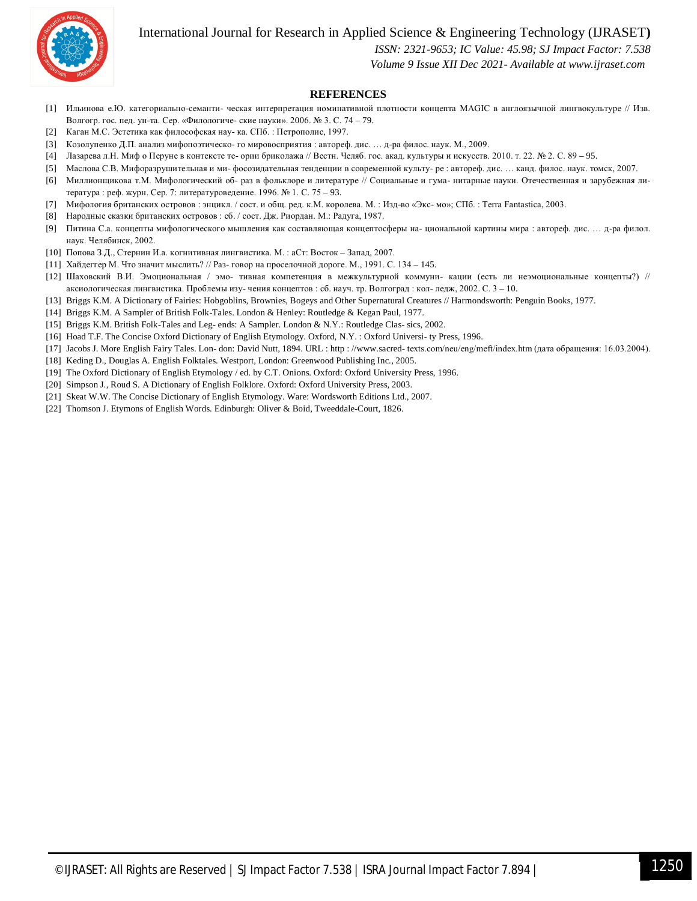## REFERENCES

[1] Ильинова е.Ю. категориально-семанти- ческая интерпретация номинативной плотности концепта MAGIC в англоязычной лингвокультуре // Изв. Волгогр. гос. пед. ун-та. Сер. «Филологиче- ские науки». 2006. № 3. С. 74 – 79.
[2] Каган М.С. Эстетика как философская нау- ка. СПб. : Петрополис, 1997.
[3] Козолупенко Д.П. анализ мифопоэтическо- го мировосприятия : автореф. дис. … д-ра филос. наук. М., 2009.
[4] Лазарева л.Н. Миф о Перуне в контексте те- ории бриколажа // Вестн. Челяб. гос. акад. культуры и искусств. 2010. т. 22. № 2. С. 89 – 95.
[5] Маслова С.В. Мифоразрушительная и ми- фосозидательная тенденции в современной культу- ре : автореф. дис. … канд. филос. наук. томск, 2007.
[6] Миллионщикова т.М. Мифологический об- раз в фольклоре и литературе // Социальные и гума- нитарные науки. Отечественная и зарубежная ли- тература : реф. журн. Сер. 7: литературоведение. 1996. № 1. С. 75 – 93.
[7] Мифология британских островов : энцикл. / сост. и общ. ред. к.М. королева. М. : Изд-во «Экс- мо»; СПб. : Terra Fantastica, 2003.
[8] Народные сказки британских островов : сб. / сост. Дж. Риордан. М.: Радуга, 1987.
[9] Питина С.а. концепты мифологического мышления как составляющая концептосферы на- циональной картины мира : автореф. дис. … д-ра филол. наук. Челябинск, 2002.
[10] Попова З.Д., Стернин И.а. когнитивная лингвистика. М. : аСт: Восток – Запад, 2007.
[11] Хайдеггер М. Что значит мыслить? // Раз- говор на проселочной дороге. М., 1991. С. 134 – 145.
[12] Шаховский В.И. Эмоциональная / эмо- тивная компетенция в межкультурной коммуни- кации (есть ли неэмоциональные концепты?) // аксиологическая лингвистика. Проблемы изу- чения концептов : сб. науч. тр. Волгоград : кол- ледж, 2002. С. 3 – 10.
[13] Briggs K.M. A Dictionary of Fairies: Hobgoblins, Brownies, Bogeys and Other Supernatural Creatures // Harmondsworth: Penguin Books, 1977.
[14] Briggs K.M. A Sampler of British Folk-Tales. London & Henley: Routledge & Kegan Paul, 1977.
[15] Briggs K.M. British Folk-Tales and Leg- ends: A Sampler. London & N.Y.: Routledge Clas- sics, 2002.
[16] Hoad T.F. The Concise Oxford Dictionary of English Etymology. Oxford, N.Y. : Oxford Universi- ty Press, 1996.
[17] Jacobs J. More English Fairy Tales. Lon- don: David Nutt, 1894. URL : http : //www.sacred- texts.com/neu/eng/meft/index.htm (дата обращения: 16.03.2004).
[18] Keding D., Douglas A. English Folktales. Westport, London: Greenwood Publishing Inc., 2005.
[19] The Oxford Dictionary of English Etymology / ed. by C.T. Onions. Oxford: Oxford University Press, 1996.
[20] Simpson J., Roud S. A Dictionary of English Folklore. Oxford: Oxford University Press, 2003.
[21] Skeat W.W. The Concise Dictionary of English Etymology. Ware: Wordsworth Editions Ltd., 2007.
[22] Thomson J. Etymons of English Words. Edinburgh: Oliver & Boid, Tweeddale-Court, 1826.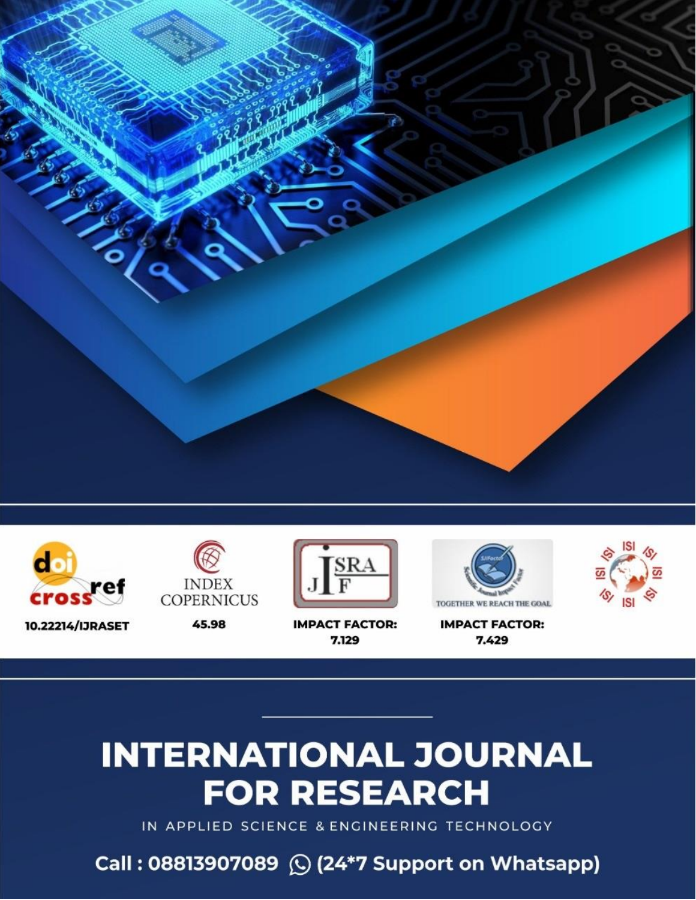10.22214/IJRASET

INDEX COPERNICUS

45.98

IMPACT FACTOR:
7.129

TOGETHER WE REACH THE GOAL

IMPACT FACTOR:
7.429

# INTERNATIONAL JOURNAL FOR RESEARCH

IN APPLIED SCIENCE & ENGINEERING TECHNOLOGY

Call : 08813907089 (24*7 Support on Whatsapp)